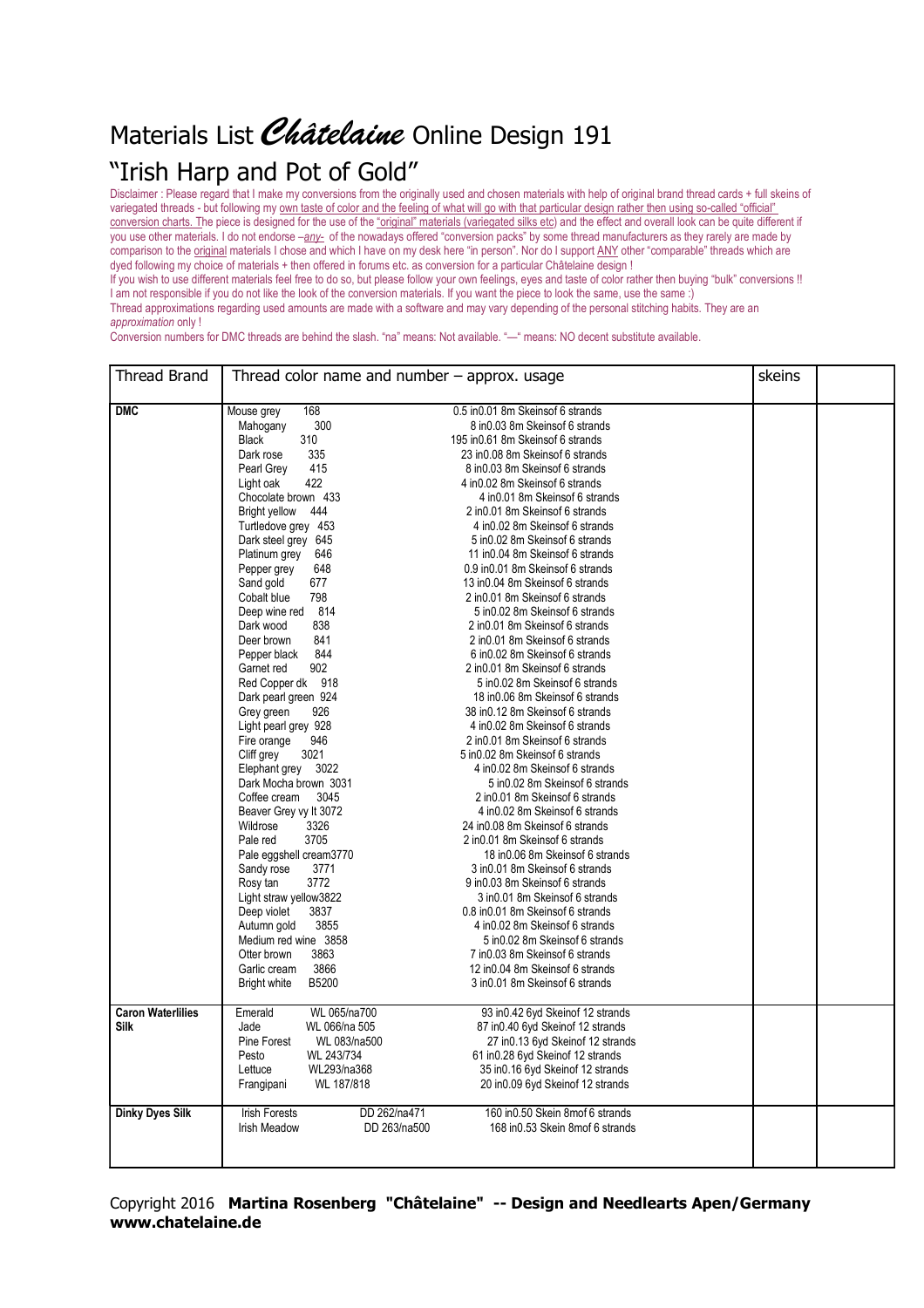# Materials List *Châtelaine* Online Design 191

## "Irish Harp and Pot of Gold"

Disclaimer : Please regard that I make my conversions from the originally used and chosen materials with help of original brand thread cards + full skeins of variegated threads - but following my own taste of color and the feeling of what will go with that particular design rather then using so-called "official" conversion charts. The piece is designed for the use of the "original" materials (variegated silks etc) and the effect and overall look can be quite different if you use other materials. I do not endorse –*any*- of the nowadays offered "conversion packs" by some thread manufacturers as they rarely are made by comparison to the original materials I chose and which I have on my desk here "in person". Nor do I support ANY other "comparable" threads which are dyed following my choice of materials + then offered in forums etc. as conversion for a particular Châtelaine design !

If you wish to use different materials feel free to do so, but please follow your own feelings, eyes and taste of color rather then buying "bulk" conversions !! I am not responsible if you do not like the look of the conversion materials. If you want the piece to look the same, use the same :)

Thread approximations regarding used amounts are made with a software and may vary depending of the personal stitching habits. They are an *approximation* only !

Conversion numbers for DMC threads are behind the slash. "na" means: Not available. "—" means: NO decent substitute available.

| Thread Brand | Thread color name and number – approx. usage | | skeins | |
|---|---|---|---|---|
| **DMC** | Mouse grey 168 | 0.5 in0.01 8m Skeinsof 6 strands | | |
| | Mahogany 300 | 8 in0.03 8m Skeinsof 6 strands | | |
| | Black 310 | 195 in0.61 8m Skeinsof 6 strands | | |
| | Dark rose 335 | 23 in0.08 8m Skeinsof 6 strands | | |
| | Pearl Grey 415 | 8 in0.03 8m Skeinsof 6 strands | | |
| | Light oak 422 | 4 in0.02 8m Skeinsof 6 strands | | |
| | Chocolate brown 433 | 4 in0.01 8m Skeinsof 6 strands | | |
| | Bright yellow 444 | 2 in0.01 8m Skeinsof 6 strands | | |
| | Turtledove grey 453 | 4 in0.02 8m Skeinsof 6 strands | | |
| | Dark steel grey 645 | 5 in0.02 8m Skeinsof 6 strands | | |
| | Platinum grey 646 | 11 in0.04 8m Skeinsof 6 strands | | |
| | Pepper grey 648 | 0.9 in0.01 8m Skeinsof 6 strands | | |
| | Sand gold 677 | 13 in0.04 8m Skeinsof 6 strands | | |
| | Cobalt blue 798 | 2 in0.01 8m Skeinsof 6 strands | | |
| | Deep wine red 814 | 5 in0.02 8m Skeinsof 6 strands | | |
| | Dark wood 838 | 2 in0.01 8m Skeinsof 6 strands | | |
| | Deer brown 841 | 2 in0.01 8m Skeinsof 6 strands | | |
| | Pepper black 844 | 6 in0.02 8m Skeinsof 6 strands | | |
| | Garnet red 902 | 2 in0.01 8m Skeinsof 6 strands | | |
| | Red Copper dk 918 | 5 in0.02 8m Skeinsof 6 strands | | |
| | Dark pearl green 924 | 18 in0.06 8m Skeinsof 6 strands | | |
| | Grey green 926 | 38 in0.12 8m Skeinsof 6 strands | | |
| | Light pearl grey 928 | 4 in0.02 8m Skeinsof 6 strands | | |
| | Fire orange 946 | 2 in0.01 8m Skeinsof 6 strands | | |
| | Cliff grey 3021 | 5 in0.02 8m Skeinsof 6 strands | | |
| | Elephant grey 3022 | 4 in0.02 8m Skeinsof 6 strands | | |
| | Dark Mocha brown 3031 | 5 in0.02 8m Skeinsof 6 strands | | |
| | Coffee cream 3045 | 2 in0.01 8m Skeinsof 6 strands | | |
| | Beaver Grey vy lt 3072 | 4 in0.02 8m Skeinsof 6 strands | | |
| | Wildrose 3326 | 24 in0.08 8m Skeinsof 6 strands | | |
| | Pale red 3705 | 2 in0.01 8m Skeinsof 6 strands | | |
| | Pale eggshell cream3770 | 18 in0.06 8m Skeinsof 6 strands | | |
| | Sandy rose 3771 | 3 in0.01 8m Skeinsof 6 strands | | |
| | Rosy tan 3772 | 9 in0.03 8m Skeinsof 6 strands | | |
| | Light straw yellow3822 | 3 in0.01 8m Skeinsof 6 strands | | |
| | Deep violet 3837 | 0.8 in0.01 8m Skeinsof 6 strands | | |
| | Autumn gold 3855 | 4 in0.02 8m Skeinsof 6 strands | | |
| | Medium red wine 3858 | 5 in0.02 8m Skeinsof 6 strands | | |
| | Otter brown 3863 | 7 in0.03 8m Skeinsof 6 strands | | |
| | Garlic cream 3866 | 12 in0.04 8m Skeinsof 6 strands | | |
| | Bright white B5200 | 3 in0.01 8m Skeinsof 6 strands | | |
| **Caron Waterlilies Silk** | Emerald WL 065/na700 | 93 in0.42 6yd Skeinof 12 strands | | |
| | Jade WL 066/na 505 | 87 in0.40 6yd Skeinof 12 strands | | |
| | Pine Forest WL 083/na500 | 27 in0.13 6yd Skeinof 12 strands | | |
| | Pesto WL 243/734 | 61 in0.28 6yd Skeinof 12 strands | | |
| | Lettuce WL293/na368 | 35 in0.16 6yd Skeinof 12 strands | | |
| | Frangipani WL 187/818 | 20 in0.09 6yd Skeinof 12 strands | | |
| **Dinky Dyes Silk** | Irish Forests DD 262/na471 | 160 in0.50 Skein 8mof 6 strands | | |
| | Irish Meadow DD 263/na500 | 168 in0.53 Skein 8mof 6 strands | | |

Copyright 2016 **Martina Rosenberg "Châtelaine" -- Design and Needlearts Apen/Germany www.chatelaine.de**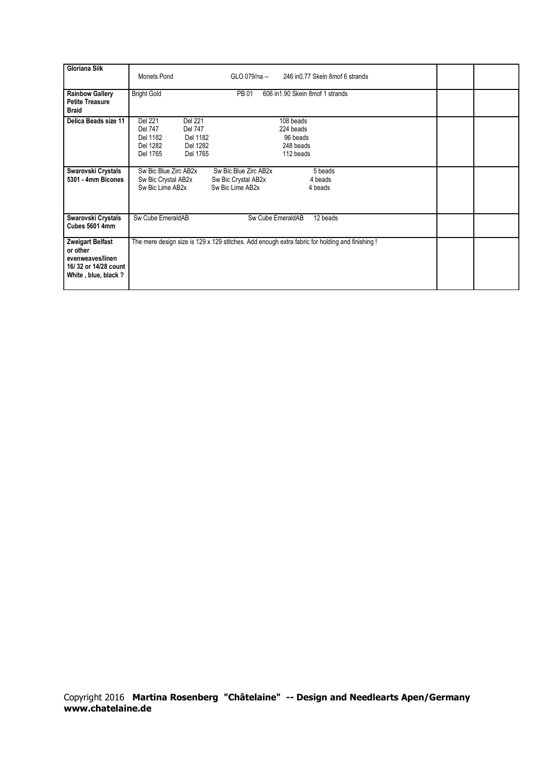| | | | |
|---|---|---|---|
| **Gloriana Silk** | Monets Pond GLO 079/na -- 246 in0.77 Skein 8mof 6 strands | | |
| **Rainbow Gallery Petite Treasure Braid** | Bright Gold PB 01 606 in1.90 Skein 8mof 1 strands | | |
| **Delica Beads size 11** | Del 221 Del 221 108 beads<br>Del 747 Del 747 224 beads<br>Del 1182 Del 1182 96 beads<br>Del 1282 Del 1282 248 beads<br>Del 1765 Del 1765 112 beads | | |
| **Swarovski Crystals 5301 - 4mm Bicones** | Sw Bic Blue Zirc AB2x Sw Bic Blue Zirc AB2x 5 beads<br>Sw Bic Crystal AB2x Sw Bic Crystal AB2x 4 beads<br>Sw Bic Lime AB2x Sw Bic Lime AB2x 4 beads | | |
| **Swarovski Crystals Cubes 5601 4mm** | Sw Cube EmeraldAB Sw Cube EmeraldAB 12 beads | | |
| **Zweigart Belfast or other evenweaves/linen 16/ 32 or 14/28 count White , blue, black ?** | The mere design size is 129 x 129 stitches. Add enough extra fabric for holding and finishing ! | | |

Copyright 2016 **Martina Rosenberg "Châtelaine" -- Design and Needlearts Apen/Germany www.chatelaine.de**